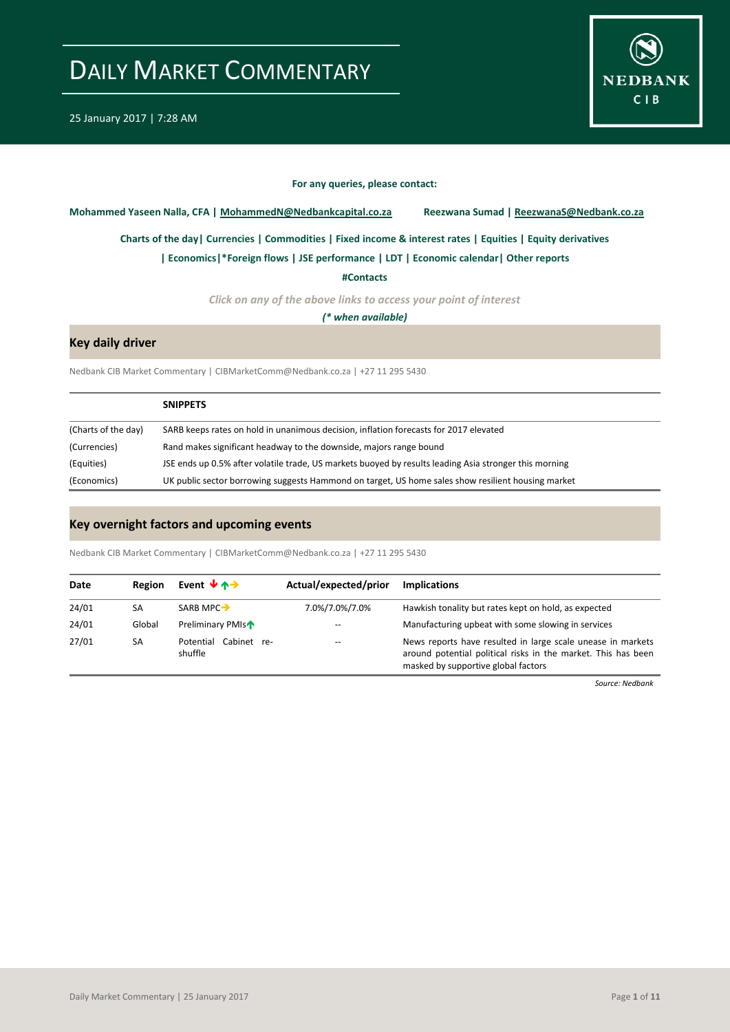# DAILY MARKET COMMENTARY

25 January 2017 | 7:28 AM

**For any queries, please contact:**

**Mohammed Yaseen Nalla, CFA | MohammedN@Nedbankcapital.co.za** **Reezwana Sumad | ReezwanaS@Nedbank.co.za**

**Charts of the day| Currencies | Commodities | Fixed income & interest rates | Equities | Equity derivatives**

**| Economics|*Foreign flows | JSE performance | LDT | Economic calendar| Other reports**

**#Contacts**

*Click on any of the above links to access your point of interest*

***(* when available)***

## Key daily driver

Nedbank CIB Market Commentary | CIBMarketComm@Nedbank.co.za | +27 11 295 5430

| | **SNIPPETS** |
|---|---|
| (Charts of the day) | SARB keeps rates on hold in unanimous decision, inflation forecasts for 2017 elevated |
| (Currencies) | Rand makes significant headway to the downside, majors range bound |
| (Equities) | JSE ends up 0.5% after volatile trade, US markets buoyed by results leading Asia stronger this morning |
| (Economics) | UK public sector borrowing suggests Hammond on target, US home sales show resilient housing market |

## Key overnight factors and upcoming events

Nedbank CIB Market Commentary | CIBMarketComm@Nedbank.co.za | +27 11 295 5430

| Date | Region | Event ↓↑→ | Actual/expected/prior | Implications |
|---|---|---|---|---|
| 24/01 | SA | SARB MPC→ | 7.0%/7.0%/7.0% | Hawkish tonality but rates kept on hold, as expected |
| 24/01 | Global | Preliminary PMIs↑ | -- | Manufacturing upbeat with some slowing in services |
| 27/01 | SA | Potential Cabinet re-shuffle | -- | News reports have resulted in large scale unease in markets around potential political risks in the market. This has been masked by supportive global factors |

*Source: Nedbank*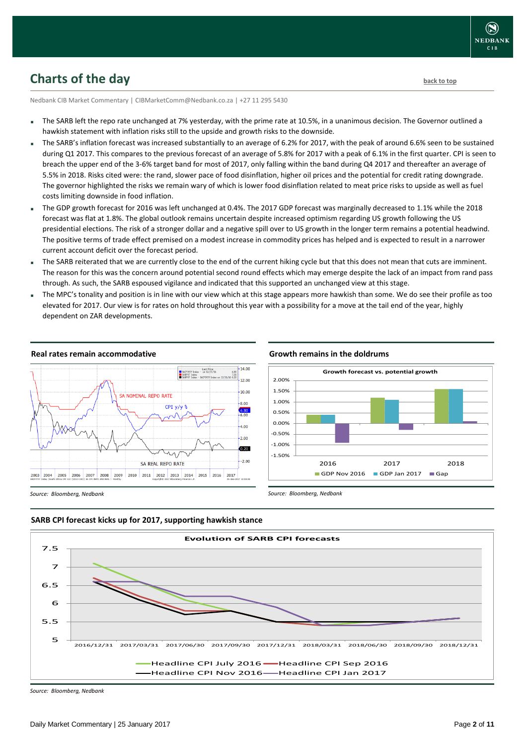# Charts of the day

Nedbank CIB Market Commentary | CIBMarketComm@Nedbank.co.za | +27 11 295 5430

- The SARB left the repo rate unchanged at 7% yesterday, with the prime rate at 10.5%, in a unanimous decision. The Governor outlined a hawkish statement with inflation risks still to the upside and growth risks to the downside.
- The SARB's inflation forecast was increased substantially to an average of 6.2% for 2017, with the peak of around 6.6% seen to be sustained during Q1 2017. This compares to the previous forecast of an average of 5.8% for 2017 with a peak of 6.1% in the first quarter. CPI is seen to breach the upper end of the 3-6% target band for most of 2017, only falling within the band during Q4 2017 and thereafter an average of 5.5% in 2018. Risks cited were: the rand, slower pace of food disinflation, higher oil prices and the potential for credit rating downgrade. The governor highlighted the risks we remain wary of which is lower food disinflation related to meat price risks to upside as well as fuel costs limiting downside in food inflation.
- The GDP growth forecast for 2016 was left unchanged at 0.4%. The 2017 GDP forecast was marginally decreased to 1.1% while the 2018 forecast was flat at 1.8%. The global outlook remains uncertain despite increased optimism regarding US growth following the US presidential elections. The risk of a stronger dollar and a negative spill over to US growth in the longer term remains a potential headwind. The positive terms of trade effect premised on a modest increase in commodity prices has helped and is expected to result in a narrower current account deficit over the forecast period.
- The SARB reiterated that we are currently close to the end of the current hiking cycle but that this does not mean that cuts are imminent. The reason for this was the concern around potential second round effects which may emerge despite the lack of an impact from rand pass through. As such, the SARB espoused vigilance and indicated that this supported an unchanged view at this stage.
- The MPC's tonality and position is in line with our view which at this stage appears more hawkish than some. We do see their profile as too elevated for 2017. Our view is for rates on hold throughout this year with a possibility for a move at the tail end of the year, highly dependent on ZAR developments.

### Real rates remain accommodative

*Source: Bloomberg, Nedbank*

### Growth remains in the doldrums

*Source: Bloomberg, Nedbank*

### SARB CPI forecast kicks up for 2017, supporting hawkish stance

*Source: Bloomberg, Nedbank*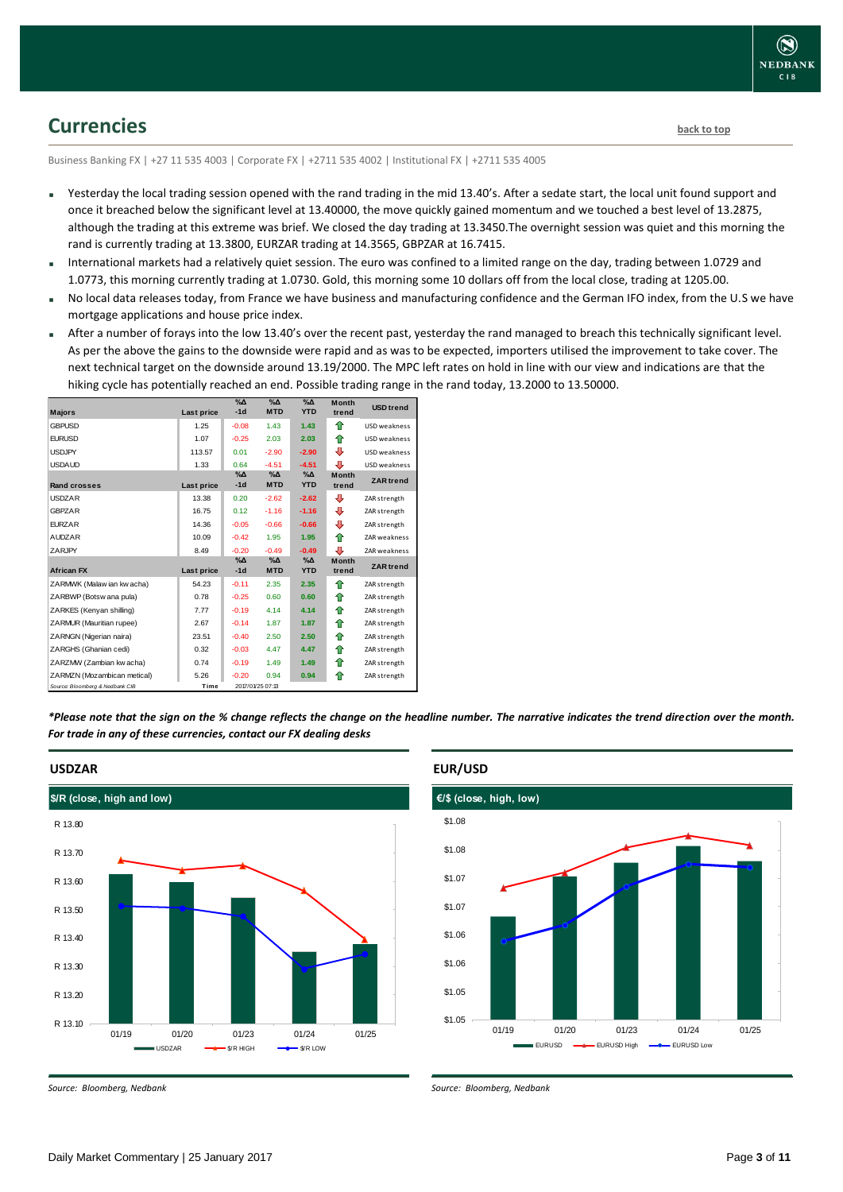## Currencies

back to top

Business Banking FX | +27 11 535 4003 | Corporate FX | +2711 535 4002 | Institutional FX | +2711 535 4005

- Yesterday the local trading session opened with the rand trading in the mid 13.40's. After a sedate start, the local unit found support and once it breached below the significant level at 13.40000, the move quickly gained momentum and we touched a best level of 13.2875, although the trading at this extreme was brief. We closed the day trading at 13.3450.The overnight session was quiet and this morning the rand is currently trading at 13.3800, EURZAR trading at 14.3565, GBPZAR at 16.7415.
- International markets had a relatively quiet session. The euro was confined to a limited range on the day, trading between 1.0729 and 1.0773, this morning currently trading at 1.0730. Gold, this morning some 10 dollars off from the local close, trading at 1205.00.
- No local data releases today, from France we have business and manufacturing confidence and the German IFO index, from the U.S we have mortgage applications and house price index.
- After a number of forays into the low 13.40's over the recent past, yesterday the rand managed to breach this technically significant level. As per the above the gains to the downside were rapid and as was to be expected, importers utilised the improvement to take cover. The next technical target on the downside around 13.19/2000. The MPC left rates on hold in line with our view and indications are that the hiking cycle has potentially reached an end. Possible trading range in the rand today, 13.2000 to 13.50000.

| Majors | Last price | %Δ -1d | %Δ MTD | %Δ YTD | Month trend | USD trend |
|---|---|---|---|---|---|---|
| GBPUSD | 1.25 | -0.08 | 1.43 | 1.43 | ⇧ | USD weakness |
| EURUSD | 1.07 | -0.25 | 2.03 | 2.03 | ⇧ | USD weakness |
| USDJPY | 113.57 | 0.01 | -2.90 | -2.90 | ⇩ | USD weakness |
| USDAUD | 1.33 | 0.64 | -4.51 | -4.51 | ⇩ | USD weakness |
| **Rand crosses** | **Last price** | **%Δ -1d** | **%Δ MTD** | **%Δ YTD** | **Month trend** | **ZAR trend** |
| USDZAR | 13.38 | 0.20 | -2.62 | -2.62 | ⇩ | ZAR strength |
| GBPZAR | 16.75 | 0.12 | -1.16 | -1.16 | ⇩ | ZAR strength |
| EURZAR | 14.36 | -0.05 | -0.66 | -0.66 | ⇩ | ZAR strength |
| AUDZAR | 10.09 | -0.42 | 1.95 | 1.95 | ⇧ | ZAR weakness |
| ZARJPY | 8.49 | -0.20 | -0.49 | -0.49 | ⇩ | ZAR weakness |
| **African FX** | **Last price** | **%Δ -1d** | **%Δ MTD** | **%Δ YTD** | **Month trend** | **ZAR trend** |
| ZARMWK (Malawian kwacha) | 54.23 | -0.11 | 2.35 | 2.35 | ⇧ | ZAR strength |
| ZARBWP (Botswana pula) | 0.78 | -0.25 | 0.60 | 0.60 | ⇧ | ZAR strength |
| ZARKES (Kenyan shilling) | 7.77 | -0.19 | 4.14 | 4.14 | ⇧ | ZAR strength |
| ZARMUR (Mauritian rupee) | 2.67 | -0.14 | 1.87 | 1.87 | ⇧ | ZAR strength |
| ZARNGN (Nigerian naira) | 23.51 | -0.40 | 2.50 | 2.50 | ⇧ | ZAR strength |
| ZARGHS (Ghanian cedi) | 0.32 | -0.03 | 4.47 | 4.47 | ⇧ | ZAR strength |
| ZARZMW (Zambian kwacha) | 0.74 | -0.19 | 1.49 | 1.49 | ⇧ | ZAR strength |
| ZARMZN (Mozambican metical) | 5.26 | -0.20 | 0.94 | 0.94 | ⇧ | ZAR strength |
| Source: Bloomberg & Nedbank CIB | Time | 2017/01/25 07:13 | | | | |

*\*Please note that the sign on the % change reflects the change on the headline number. The narrative indicates the trend direction over the month. For trade in any of these currencies, contact our FX dealing desks*

### USDZAR

$/R (close, high and low)

Source: Bloomberg, Nedbank

### EUR/USD

€/$ (close, high, low)

Source: Bloomberg, Nedbank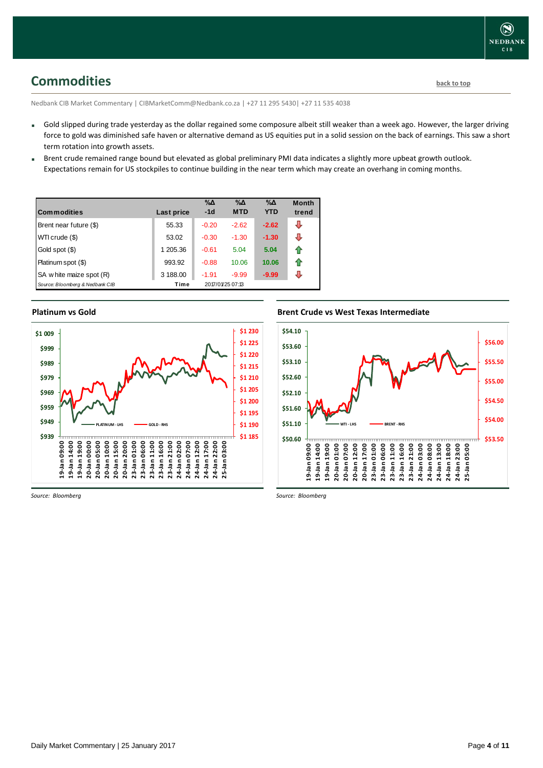## Commodities

back to top

Nedbank CIB Market Commentary | CIBMarketComm@Nedbank.co.za | +27 11 295 5430| +27 11 535 4038

- Gold slipped during trade yesterday as the dollar regained some composure albeit still weaker than a week ago. However, the larger driving force to gold was diminished safe haven or alternative demand as US equities put in a solid session on the back of earnings. This saw a short term rotation into growth assets.
- Brent crude remained range bound but elevated as global preliminary PMI data indicates a slightly more upbeat growth outlook. Expectations remain for US stockpiles to continue building in the near term which may create an overhang in coming months.

| Commodities | Last price | %Δ -1d | %Δ MTD | %Δ YTD | Month trend |
|---|---|---|---|---|---|
| Brent near future ($) | 55.33 | -0.20 | -2.62 | -2.62 | ⇩ |
| WTI crude ($) | 53.02 | -0.30 | -1.30 | -1.30 | ⇩ |
| Gold spot ($) | 1 205.36 | -0.61 | 5.04 | 5.04 | ⇧ |
| Platinum spot ($) | 993.92 | -0.88 | 10.06 | 10.06 | ⇧ |
| SA white maize spot (R) | 3 188.00 | -1.91 | -9.99 | -9.99 | ⇩ |
| *Source: Bloomberg & Nedbank CIB* | Time | 2017/01/25 07:13 | | | |

### Platinum vs Gold

*Source: Bloomberg*

### Brent Crude vs West Texas Intermediate

*Source: Bloomberg*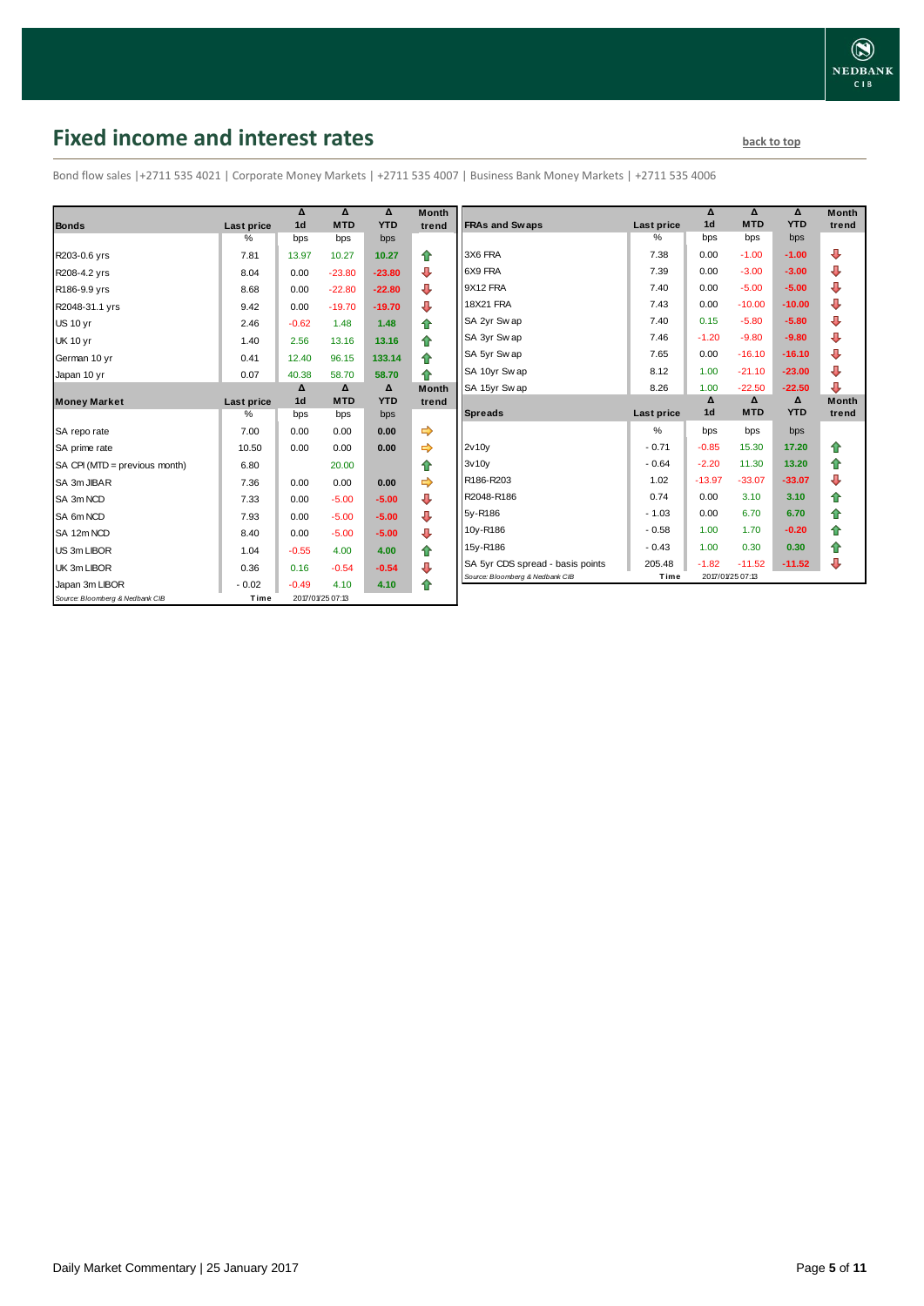## Fixed income and interest rates

back to top

Bond flow sales |+2711 535 4021 | Corporate Money Markets | +2711 535 4007 | Business Bank Money Markets | +2711 535 4006

| Bonds | Last price | Δ 1d | Δ MTD | Δ YTD | Month trend |
|---|---|---|---|---|---|
| | % | bps | bps | bps | |
| R203-0.6 yrs | 7.81 | 13.97 | 10.27 | 10.27 | ⇧ |
| R208-4.2 yrs | 8.04 | 0.00 | -23.80 | -23.80 | ⇩ |
| R186-9.9 yrs | 8.68 | 0.00 | -22.80 | -22.80 | ⇩ |
| R2048-31.1 yrs | 9.42 | 0.00 | -19.70 | -19.70 | ⇩ |
| US 10 yr | 2.46 | -0.62 | 1.48 | 1.48 | ⇧ |
| UK 10 yr | 1.40 | 2.56 | 13.16 | 13.16 | ⇧ |
| German 10 yr | 0.41 | 12.40 | 96.15 | 133.14 | ⇧ |
| Japan 10 yr | 0.07 | 40.38 | 58.70 | 58.70 | ⇧ |

| Money Market | Last price | Δ 1d | Δ MTD | Δ YTD | Month trend |
|---|---|---|---|---|---|
| | % | bps | bps | bps | |
| SA repo rate | 7.00 | 0.00 | 0.00 | 0.00 | ⇨ |
| SA prime rate | 10.50 | 0.00 | 0.00 | 0.00 | ⇨ |
| SA CPI (MTD = previous month) | 6.80 | | 20.00 | | ⇧ |
| SA 3m JIBAR | 7.36 | 0.00 | 0.00 | 0.00 | ⇨ |
| SA 3m NCD | 7.33 | 0.00 | -5.00 | -5.00 | ⇩ |
| SA 6m NCD | 7.93 | 0.00 | -5.00 | -5.00 | ⇩ |
| SA 12m NCD | 8.40 | 0.00 | -5.00 | -5.00 | ⇩ |
| US 3m LIBOR | 1.04 | -0.55 | 4.00 | 4.00 | ⇧ |
| UK 3m LIBOR | 0.36 | 0.16 | -0.54 | -0.54 | ⇩ |
| Japan 3m LIBOR | -0.02 | -0.49 | 4.10 | 4.10 | ⇧ |

Source: Bloomberg & Nedbank CIB | Time 2017/01/25 07:13

| FRAs and Swaps | Last price | Δ 1d | Δ MTD | Δ YTD | Month trend |
|---|---|---|---|---|---|
| | % | bps | bps | bps | |
| 3X6 FRA | 7.38 | 0.00 | -1.00 | -1.00 | ⇩ |
| 6X9 FRA | 7.39 | 0.00 | -3.00 | -3.00 | ⇩ |
| 9X12 FRA | 7.40 | 0.00 | -5.00 | -5.00 | ⇩ |
| 18X21 FRA | 7.43 | 0.00 | -10.00 | -10.00 | ⇩ |
| SA 2yr Swap | 7.40 | 0.15 | -5.80 | -5.80 | ⇩ |
| SA 3yr Swap | 7.46 | -1.20 | -9.80 | -9.80 | ⇩ |
| SA 5yr Swap | 7.65 | 0.00 | -16.10 | -16.10 | ⇩ |
| SA 10yr Swap | 8.12 | 1.00 | -21.10 | -23.00 | ⇩ |
| SA 15yr Swap | 8.26 | 1.00 | -22.50 | -22.50 | ⇩ |

| Spreads | Last price | Δ 1d | Δ MTD | Δ YTD | Month trend |
|---|---|---|---|---|---|
| | % | bps | bps | bps | |
| 2v10y | -0.71 | -0.85 | 15.30 | 17.20 | ⇧ |
| 3v10y | -0.64 | -2.20 | 11.30 | 13.20 | ⇧ |
| R186-R203 | 1.02 | -13.97 | -33.07 | -33.07 | ⇩ |
| R2048-R186 | 0.74 | 0.00 | 3.10 | 3.10 | ⇧ |
| 5y-R186 | -1.03 | 0.00 | 6.70 | 6.70 | ⇧ |
| 10y-R186 | -0.58 | 1.00 | 1.70 | -0.20 | ⇧ |
| 15y-R186 | -0.43 | 1.00 | 0.30 | 0.30 | ⇧ |
| SA 5yr CDS spread - basis points | 205.48 | -1.82 | -11.52 | -11.52 | ⇩ |

Source: Bloomberg & Nedbank CIB | Time 2017/01/25 07:13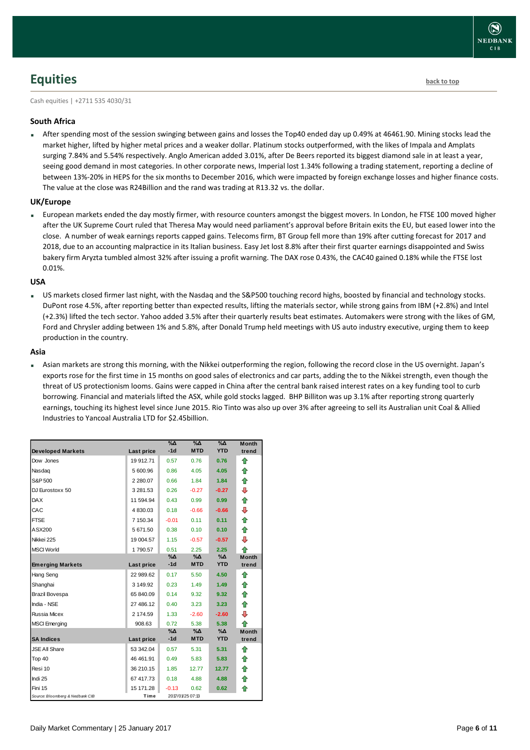# Equities

back to top

Cash equities | +2711 535 4030/31

### South Africa

- After spending most of the session swinging between gains and losses the Top40 ended day up 0.49% at 46461.90. Mining stocks lead the market higher, lifted by higher metal prices and a weaker dollar. Platinum stocks outperformed, with the likes of Impala and Amplats surging 7.84% and 5.54% respectively. Anglo American added 3.01%, after De Beers reported its biggest diamond sale in at least a year, seeing good demand in most categories. In other corporate news, Imperial lost 1.34% following a trading statement, reporting a decline of between 13%-20% in HEPS for the six months to December 2016, which were impacted by foreign exchange losses and higher finance costs. The value at the close was R24Billion and the rand was trading at R13.32 vs. the dollar.

### UK/Europe

- European markets ended the day mostly firmer, with resource counters amongst the biggest movers. In London, he FTSE 100 moved higher after the UK Supreme Court ruled that Theresa May would need parliament's approval before Britain exits the EU, but eased lower into the close. A number of weak earnings reports capped gains. Telecoms firm, BT Group fell more than 19% after cutting forecast for 2017 and 2018, due to an accounting malpractice in its Italian business. Easy Jet lost 8.8% after their first quarter earnings disappointed and Swiss bakery firm Aryzta tumbled almost 32% after issuing a profit warning. The DAX rose 0.43%, the CAC40 gained 0.18% while the FTSE lost 0.01%.

### USA

- US markets closed firmer last night, with the Nasdaq and the S&P500 touching record highs, boosted by financial and technology stocks. DuPont rose 4.5%, after reporting better than expected results, lifting the materials sector, while strong gains from IBM (+2.8%) and Intel (+2.3%) lifted the tech sector. Yahoo added 3.5% after their quarterly results beat estimates. Automakers were strong with the likes of GM, Ford and Chrysler adding between 1% and 5.8%, after Donald Trump held meetings with US auto industry executive, urging them to keep production in the country.

### Asia

- Asian markets are strong this morning, with the Nikkei outperforming the region, following the record close in the US overnight. Japan's exports rose for the first time in 15 months on good sales of electronics and car parts, adding the to the Nikkei strength, even though the threat of US protectionism looms. Gains were capped in China after the central bank raised interest rates on a key funding tool to curb borrowing. Financial and materials lifted the ASX, while gold stocks lagged. BHP Billiton was up 3.1% after reporting strong quarterly earnings, touching its highest level since June 2015. Rio Tinto was also up over 3% after agreeing to sell its Australian unit Coal & Allied Industries to Yancoal Australia LTD for $2.45billion.

| Developed Markets | Last price | %Δ -1d | %Δ MTD | %Δ YTD | Month trend |
|---|---|---|---|---|---|
| Dow Jones | 19 912.71 | 0.57 | 0.76 | 0.76 | ⇧ |
| Nasdaq | 5 600.96 | 0.86 | 4.05 | 4.05 | ⇧ |
| S&P 500 | 2 280.07 | 0.66 | 1.84 | 1.84 | ⇧ |
| DJ Eurostoxx 50 | 3 281.53 | 0.26 | -0.27 | -0.27 | ⇩ |
| DAX | 11 594.94 | 0.43 | 0.99 | 0.99 | ⇧ |
| CAC | 4 830.03 | 0.18 | -0.66 | -0.66 | ⇩ |
| FTSE | 7 150.34 | -0.01 | 0.11 | 0.11 | ⇧ |
| ASX200 | 5 671.50 | 0.38 | 0.10 | 0.10 | ⇧ |
| Nikkei 225 | 19 004.57 | 1.15 | -0.57 | -0.57 | ⇩ |
| MSCI World | 1 790.57 | 0.51 | 2.25 | 2.25 | ⇧ |
| **Emerging Markets** | **Last price** | **%Δ -1d** | **%Δ MTD** | **%Δ YTD** | **Month trend** |
| Hang Seng | 22 989.62 | 0.17 | 5.50 | 4.50 | ⇧ |
| Shanghai | 3 149.92 | 0.23 | 1.49 | 1.49 | ⇧ |
| Brazil Bovespa | 65 840.09 | 0.14 | 9.32 | 9.32 | ⇧ |
| India - NSE | 27 486.12 | 0.40 | 3.23 | 3.23 | ⇧ |
| Russia Micex | 2 174.59 | 1.33 | -2.60 | -2.60 | ⇩ |
| MSCI Emerging | 908.63 | 0.72 | 5.38 | 5.38 | ⇧ |
| **SA Indices** | **Last price** | **%Δ -1d** | **%Δ MTD** | **%Δ YTD** | **Month trend** |
| JSE All Share | 53 342.04 | 0.57 | 5.31 | 5.31 | ⇧ |
| Top 40 | 46 461.91 | 0.49 | 5.83 | 5.83 | ⇧ |
| Resi 10 | 36 210.15 | 1.85 | 12.77 | 12.77 | ⇧ |
| Indi 25 | 67 417.73 | 0.18 | 4.88 | 4.88 | ⇧ |
| Fini 15 | 15 171.28 | -0.13 | 0.62 | 0.62 | ⇧ |
| *Source: Bloomberg & Nedbank CIB* | Time | 2017/01/25 07:13 | | | |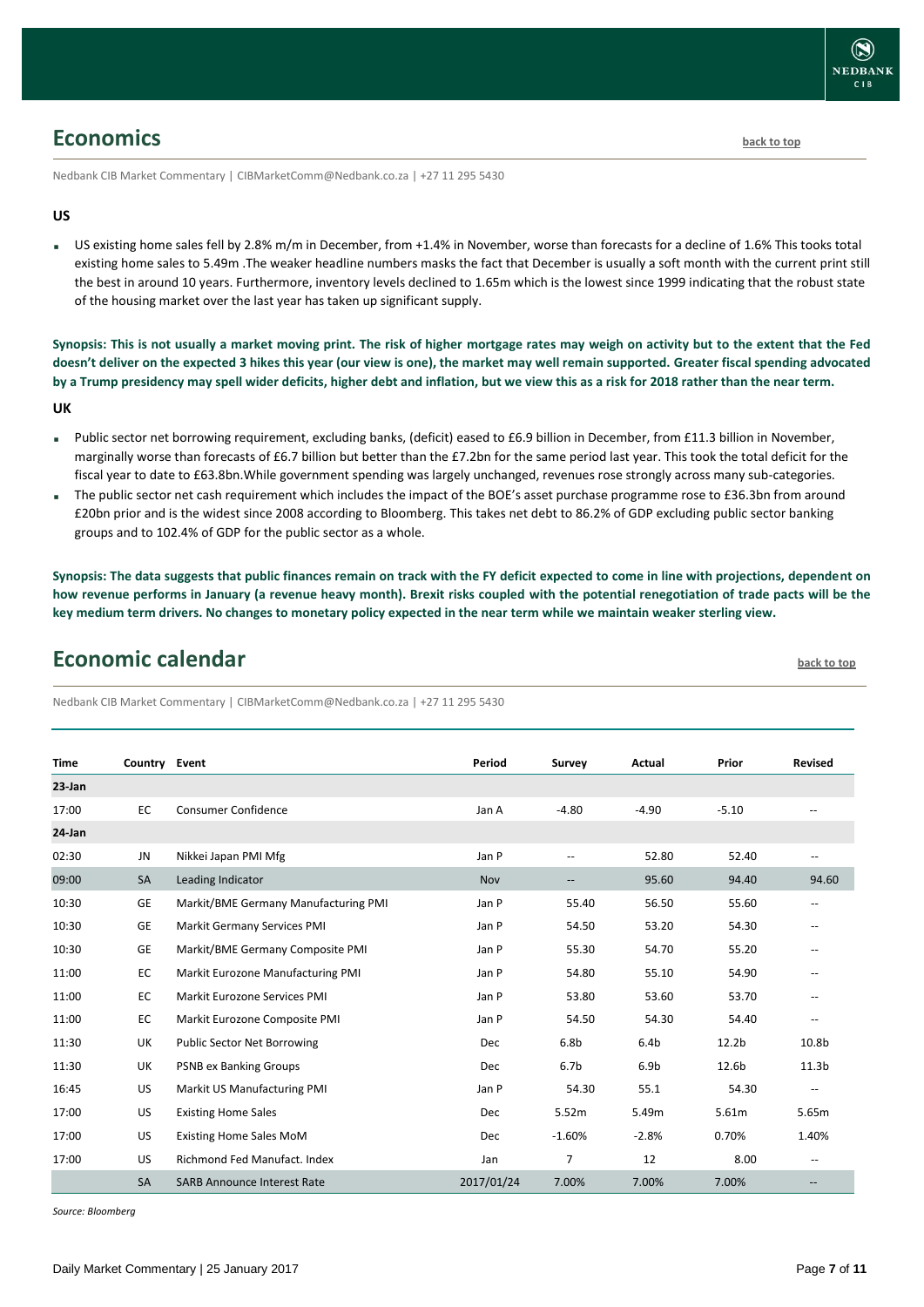## Economics

[back to top]

Nedbank CIB Market Commentary | CIBMarketComm@Nedbank.co.za | +27 11 295 5430

**US**

- US existing home sales fell by 2.8% m/m in December, from +1.4% in November, worse than forecasts for a decline of 1.6% This tooks total existing home sales to 5.49m .The weaker headline numbers masks the fact that December is usually a soft month with the current print still the best in around 10 years. Furthermore, inventory levels declined to 1.65m which is the lowest since 1999 indicating that the robust state of the housing market over the last year has taken up significant supply.

**Synopsis: This is not usually a market moving print. The risk of higher mortgage rates may weigh on activity but to the extent that the Fed doesn't deliver on the expected 3 hikes this year (our view is one), the market may well remain supported. Greater fiscal spending advocated by a Trump presidency may spell wider deficits, higher debt and inflation, but we view this as a risk for 2018 rather than the near term.**

**UK**

- Public sector net borrowing requirement, excluding banks, (deficit) eased to £6.9 billion in December, from £11.3 billion in November, marginally worse than forecasts of £6.7 billion but better than the £7.2bn for the same period last year. This took the total deficit for the fiscal year to date to £63.8bn.While government spending was largely unchanged, revenues rose strongly across many sub-categories.
- The public sector net cash requirement which includes the impact of the BOE's asset purchase programme rose to £36.3bn from around £20bn prior and is the widest since 2008 according to Bloomberg. This takes net debt to 86.2% of GDP excluding public sector banking groups and to 102.4% of GDP for the public sector as a whole.

**Synopsis: The data suggests that public finances remain on track with the FY deficit expected to come in line with projections, dependent on how revenue performs in January (a revenue heavy month). Brexit risks coupled with the potential renegotiation of trade pacts will be the key medium term drivers. No changes to monetary policy expected in the near term while we maintain weaker sterling view.**

## Economic calendar

[back to top]

Nedbank CIB Market Commentary | CIBMarketComm@Nedbank.co.za | +27 11 295 5430

| Time | Country | Event | Period | Survey | Actual | Prior | Revised |
|---|---|---|---|---|---|---|---|
| 23-Jan | | | | | | | |
| 17:00 | EC | Consumer Confidence | Jan A | -4.80 | -4.90 | -5.10 | -- |
| 24-Jan | | | | | | | |
| 02:30 | JN | Nikkei Japan PMI Mfg | Jan P | -- | 52.80 | 52.40 | -- |
| 09:00 | SA | Leading Indicator | Nov | -- | 95.60 | 94.40 | 94.60 |
| 10:30 | GE | Markit/BME Germany Manufacturing PMI | Jan P | 55.40 | 56.50 | 55.60 | -- |
| 10:30 | GE | Markit Germany Services PMI | Jan P | 54.50 | 53.20 | 54.30 | -- |
| 10:30 | GE | Markit/BME Germany Composite PMI | Jan P | 55.30 | 54.70 | 55.20 | -- |
| 11:00 | EC | Markit Eurozone Manufacturing PMI | Jan P | 54.80 | 55.10 | 54.90 | -- |
| 11:00 | EC | Markit Eurozone Services PMI | Jan P | 53.80 | 53.60 | 53.70 | -- |
| 11:00 | EC | Markit Eurozone Composite PMI | Jan P | 54.50 | 54.30 | 54.40 | -- |
| 11:30 | UK | Public Sector Net Borrowing | Dec | 6.8b | 6.4b | 12.2b | 10.8b |
| 11:30 | UK | PSNB ex Banking Groups | Dec | 6.7b | 6.9b | 12.6b | 11.3b |
| 16:45 | US | Markit US Manufacturing PMI | Jan P | 54.30 | 55.1 | 54.30 | -- |
| 17:00 | US | Existing Home Sales | Dec | 5.52m | 5.49m | 5.61m | 5.65m |
| 17:00 | US | Existing Home Sales MoM | Dec | -1.60% | -2.8% | 0.70% | 1.40% |
| 17:00 | US | Richmond Fed Manufact. Index | Jan | 7 | 12 | 8.00 | -- |
| | SA | SARB Announce Interest Rate | 2017/01/24 | 7.00% | 7.00% | 7.00% | -- |

*Source: Bloomberg*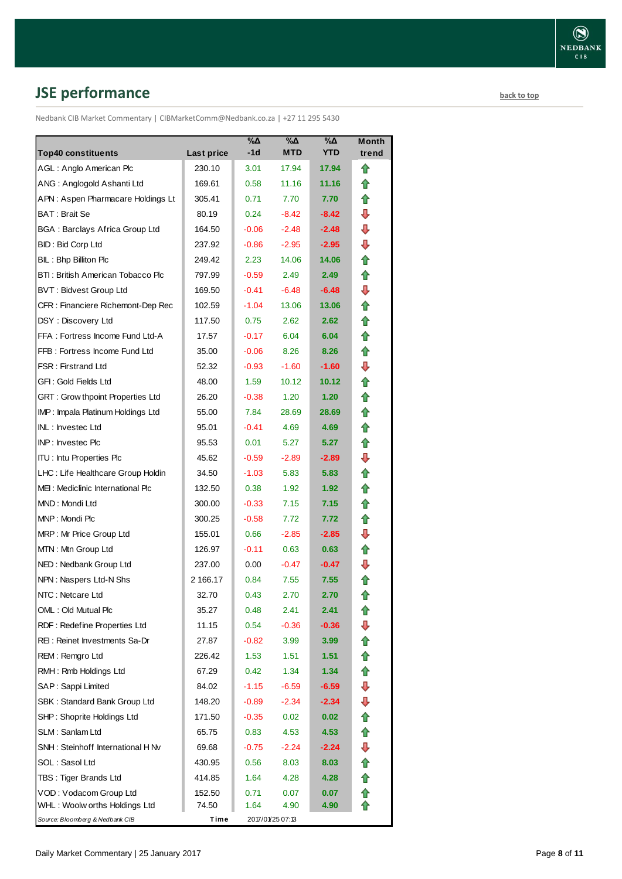## JSE performance

back to top

Nedbank CIB Market Commentary | CIBMarketComm@Nedbank.co.za | +27 11 295 5430

| Top40 constituents | Last price | %Δ -1d | %Δ MTD | %Δ YTD | Month trend |
|---|---|---|---|---|---|
| AGL : Anglo American Plc | 230.10 | 3.01 | 17.94 | 17.94 | ⇧ |
| ANG : Anglogold Ashanti Ltd | 169.61 | 0.58 | 11.16 | 11.16 | ⇧ |
| APN : Aspen Pharmacare Holdings Lt | 305.41 | 0.71 | 7.70 | 7.70 | ⇧ |
| BAT : Brait Se | 80.19 | 0.24 | -8.42 | -8.42 | ⇩ |
| BGA : Barclays Africa Group Ltd | 164.50 | -0.06 | -2.48 | -2.48 | ⇩ |
| BID : Bid Corp Ltd | 237.92 | -0.86 | -2.95 | -2.95 | ⇩ |
| BIL : Bhp Billiton Plc | 249.42 | 2.23 | 14.06 | 14.06 | ⇧ |
| BTI : British American Tobacco Plc | 797.99 | -0.59 | 2.49 | 2.49 | ⇧ |
| BVT : Bidvest Group Ltd | 169.50 | -0.41 | -6.48 | -6.48 | ⇩ |
| CFR : Financiere Richemont-Dep Rec | 102.59 | -1.04 | 13.06 | 13.06 | ⇧ |
| DSY : Discovery Ltd | 117.50 | 0.75 | 2.62 | 2.62 | ⇧ |
| FFA : Fortress Income Fund Ltd-A | 17.57 | -0.17 | 6.04 | 6.04 | ⇧ |
| FFB : Fortress Income Fund Ltd | 35.00 | -0.06 | 8.26 | 8.26 | ⇧ |
| FSR : Firstrand Ltd | 52.32 | -0.93 | -1.60 | -1.60 | ⇩ |
| GFI : Gold Fields Ltd | 48.00 | 1.59 | 10.12 | 10.12 | ⇧ |
| GRT : Growthpoint Properties Ltd | 26.20 | -0.38 | 1.20 | 1.20 | ⇧ |
| IMP : Impala Platinum Holdings Ltd | 55.00 | 7.84 | 28.69 | 28.69 | ⇧ |
| INL : Investec Ltd | 95.01 | -0.41 | 4.69 | 4.69 | ⇧ |
| INP : Investec Plc | 95.53 | 0.01 | 5.27 | 5.27 | ⇧ |
| ITU : Intu Properties Plc | 45.62 | -0.59 | -2.89 | -2.89 | ⇩ |
| LHC : Life Healthcare Group Holdin | 34.50 | -1.03 | 5.83 | 5.83 | ⇧ |
| MEI : Mediclinic International Plc | 132.50 | 0.38 | 1.92 | 1.92 | ⇧ |
| MND : Mondi Ltd | 300.00 | -0.33 | 7.15 | 7.15 | ⇧ |
| MNP : Mondi Plc | 300.25 | -0.58 | 7.72 | 7.72 | ⇧ |
| MRP : Mr Price Group Ltd | 155.01 | 0.66 | -2.85 | -2.85 | ⇩ |
| MTN : Mtn Group Ltd | 126.97 | -0.11 | 0.63 | 0.63 | ⇧ |
| NED : Nedbank Group Ltd | 237.00 | 0.00 | -0.47 | -0.47 | ⇩ |
| NPN : Naspers Ltd-N Shs | 2 166.17 | 0.84 | 7.55 | 7.55 | ⇧ |
| NTC : Netcare Ltd | 32.70 | 0.43 | 2.70 | 2.70 | ⇧ |
| OML : Old Mutual Plc | 35.27 | 0.48 | 2.41 | 2.41 | ⇧ |
| RDF : Redefine Properties Ltd | 11.15 | 0.54 | -0.36 | -0.36 | ⇩ |
| REI : Reinet Investments Sa-Dr | 27.87 | -0.82 | 3.99 | 3.99 | ⇧ |
| REM : Remgro Ltd | 226.42 | 1.53 | 1.51 | 1.51 | ⇧ |
| RMH : Rmb Holdings Ltd | 67.29 | 0.42 | 1.34 | 1.34 | ⇧ |
| SAP : Sappi Limited | 84.02 | -1.15 | -6.59 | -6.59 | ⇩ |
| SBK : Standard Bank Group Ltd | 148.20 | -0.89 | -2.34 | -2.34 | ⇩ |
| SHP : Shoprite Holdings Ltd | 171.50 | -0.35 | 0.02 | 0.02 | ⇧ |
| SLM : Sanlam Ltd | 65.75 | 0.83 | 4.53 | 4.53 | ⇧ |
| SNH : Steinhoff International H Nv | 69.68 | -0.75 | -2.24 | -2.24 | ⇩ |
| SOL : Sasol Ltd | 430.95 | 0.56 | 8.03 | 8.03 | ⇧ |
| TBS : Tiger Brands Ltd | 414.85 | 1.64 | 4.28 | 4.28 | ⇧ |
| VOD : Vodacom Group Ltd | 152.50 | 0.71 | 0.07 | 0.07 | ⇧ |
| WHL : Woolworths Holdings Ltd | 74.50 | 1.64 | 4.90 | 4.90 | ⇧ |
| *Source: Bloomberg & Nedbank CIB* | **Time** | 2017/01/25 07:13 | | | |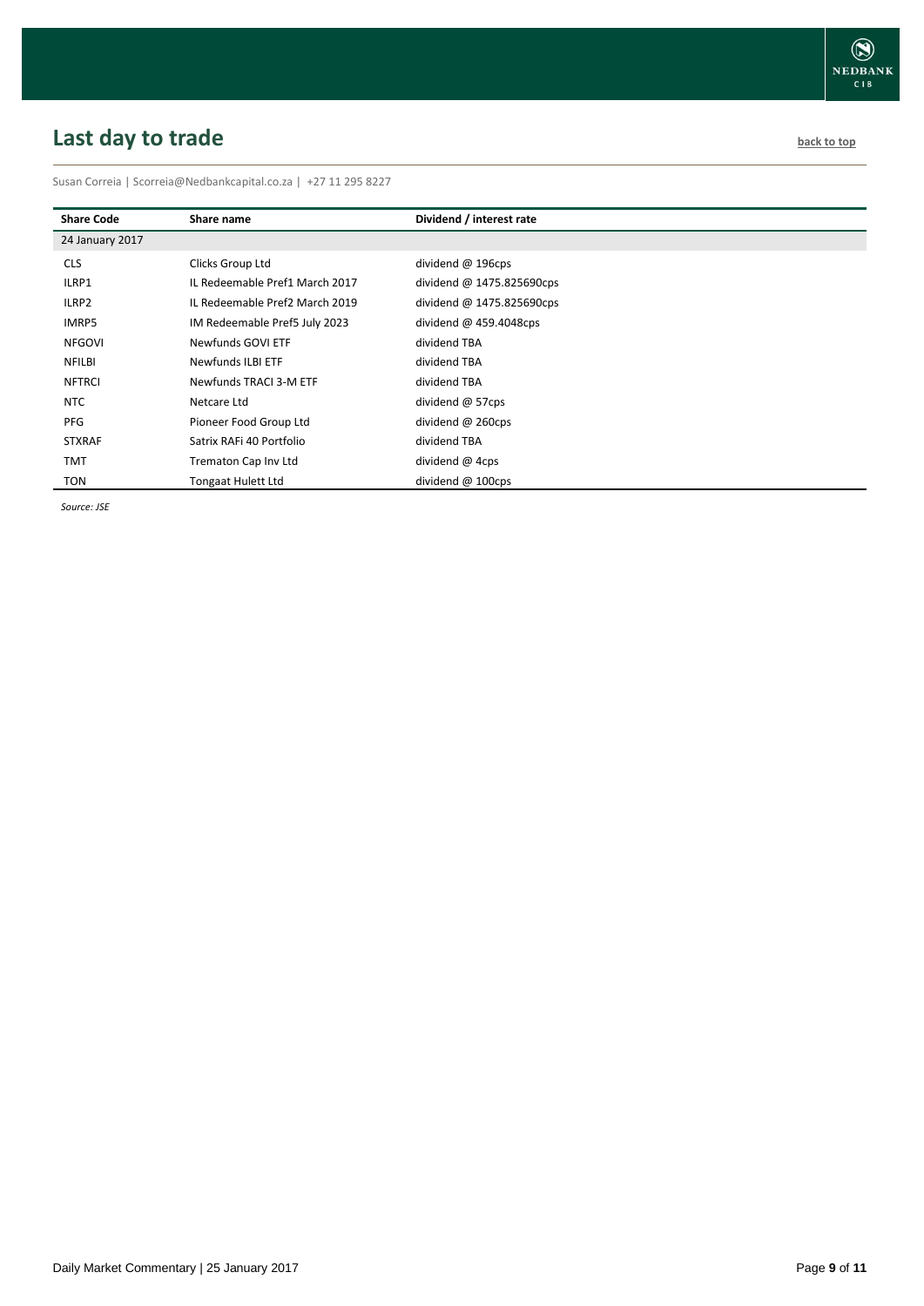## Last day to trade

back to top

Susan Correia | Scorreia@Nedbankcapital.co.za | +27 11 295 8227

| Share Code | Share name | Dividend / interest rate |
|---|---|---|
| 24 January 2017 | | |
| CLS | Clicks Group Ltd | dividend @ 196cps |
| ILRP1 | IL Redeemable Pref1 March 2017 | dividend @ 1475.825690cps |
| ILRP2 | IL Redeemable Pref2 March 2019 | dividend @ 1475.825690cps |
| IMRP5 | IM Redeemable Pref5 July 2023 | dividend @ 459.4048cps |
| NFGOVI | Newfunds GOVI ETF | dividend TBA |
| NFILBI | Newfunds ILBI ETF | dividend TBA |
| NFTRCI | Newfunds TRACI 3-M ETF | dividend TBA |
| NTC | Netcare Ltd | dividend @ 57cps |
| PFG | Pioneer Food Group Ltd | dividend @ 260cps |
| STXRAF | Satrix RAFi 40 Portfolio | dividend TBA |
| TMT | Trematon Cap Inv Ltd | dividend @ 4cps |
| TON | Tongaat Hulett Ltd | dividend @ 100cps |

*Source: JSE*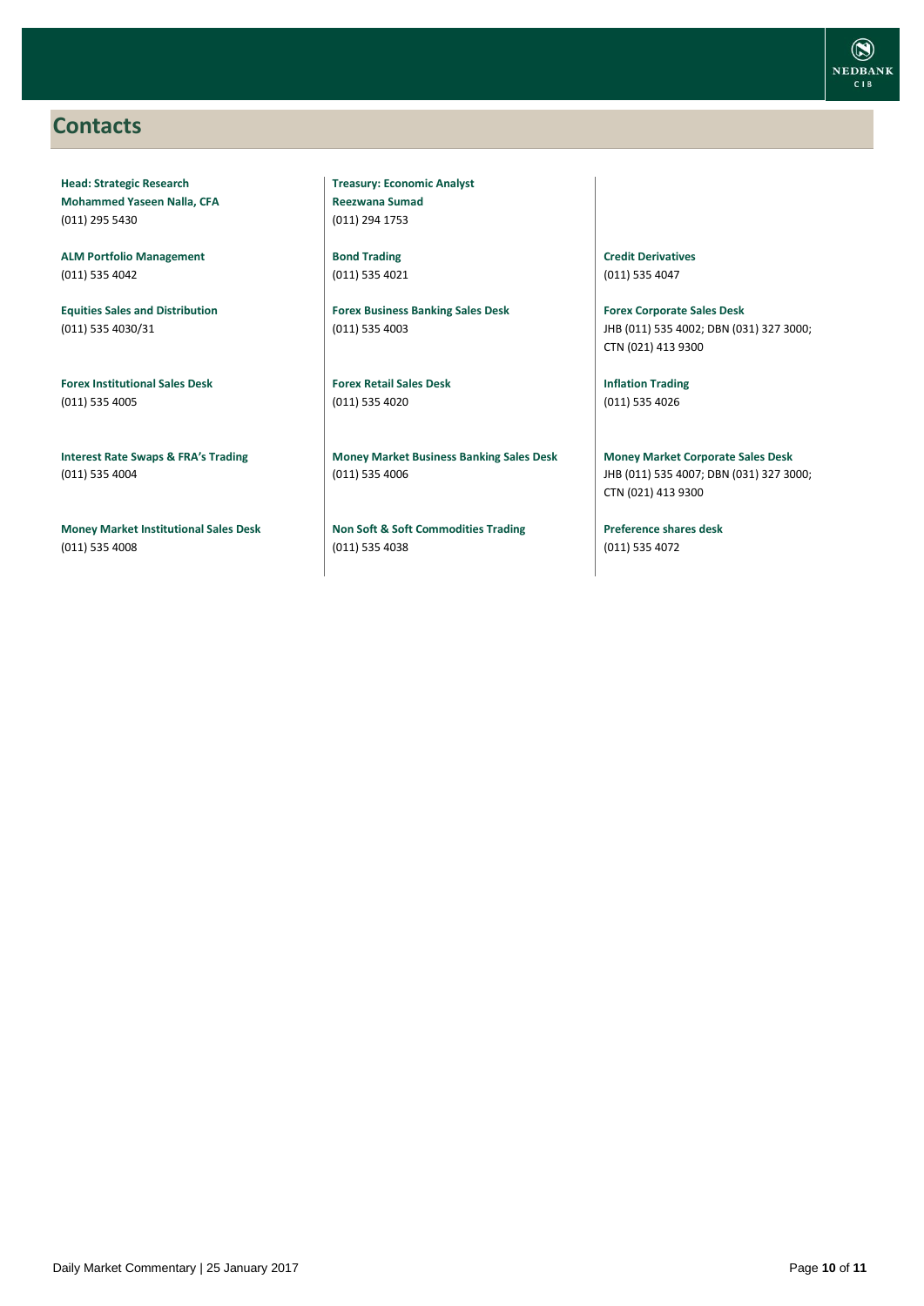## Contacts

**Head: Strategic Research**
**Mohammed Yaseen Nalla, CFA**
(011) 295 5430

**Treasury: Economic Analyst**
**Reezwana Sumad**
(011) 294 1753

**ALM Portfolio Management**
(011) 535 4042

**Bond Trading**
(011) 535 4021

**Credit Derivatives**
(011) 535 4047

**Equities Sales and Distribution**
(011) 535 4030/31

**Forex Business Banking Sales Desk**
(011) 535 4003

**Forex Corporate Sales Desk**
JHB (011) 535 4002; DBN (031) 327 3000; CTN (021) 413 9300

**Forex Institutional Sales Desk**
(011) 535 4005

**Forex Retail Sales Desk**
(011) 535 4020

**Inflation Trading**
(011) 535 4026

**Interest Rate Swaps & FRA's Trading**
(011) 535 4004

**Money Market Business Banking Sales Desk**
(011) 535 4006

**Money Market Corporate Sales Desk**
JHB (011) 535 4007; DBN (031) 327 3000; CTN (021) 413 9300

**Money Market Institutional Sales Desk**
(011) 535 4008

**Non Soft & Soft Commodities Trading**
(011) 535 4038

**Preference shares desk**
(011) 535 4072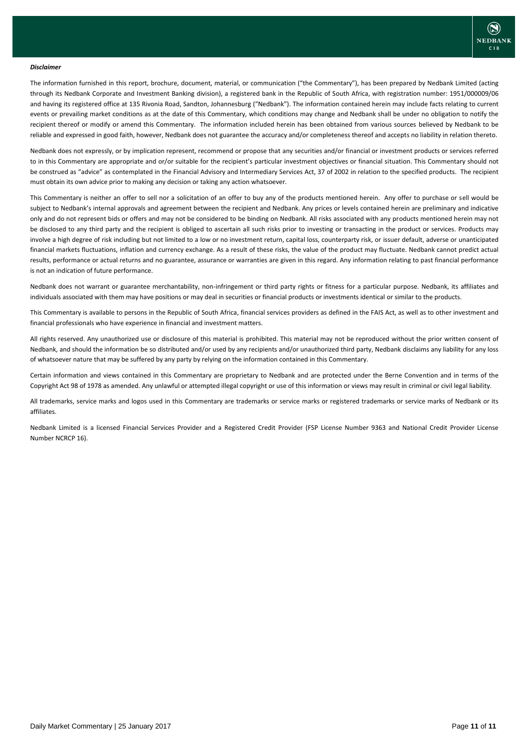***Disclaimer***

The information furnished in this report, brochure, document, material, or communication ("the Commentary"), has been prepared by Nedbank Limited (acting through its Nedbank Corporate and Investment Banking division), a registered bank in the Republic of South Africa, with registration number: 1951/000009/06 and having its registered office at 135 Rivonia Road, Sandton, Johannesburg ("Nedbank"). The information contained herein may include facts relating to current events or prevailing market conditions as at the date of this Commentary, which conditions may change and Nedbank shall be under no obligation to notify the recipient thereof or modify or amend this Commentary. The information included herein has been obtained from various sources believed by Nedbank to be reliable and expressed in good faith, however, Nedbank does not guarantee the accuracy and/or completeness thereof and accepts no liability in relation thereto.

Nedbank does not expressly, or by implication represent, recommend or propose that any securities and/or financial or investment products or services referred to in this Commentary are appropriate and or/or suitable for the recipient's particular investment objectives or financial situation. This Commentary should not be construed as "advice" as contemplated in the Financial Advisory and Intermediary Services Act, 37 of 2002 in relation to the specified products. The recipient must obtain its own advice prior to making any decision or taking any action whatsoever.

This Commentary is neither an offer to sell nor a solicitation of an offer to buy any of the products mentioned herein. Any offer to purchase or sell would be subject to Nedbank's internal approvals and agreement between the recipient and Nedbank. Any prices or levels contained herein are preliminary and indicative only and do not represent bids or offers and may not be considered to be binding on Nedbank. All risks associated with any products mentioned herein may not be disclosed to any third party and the recipient is obliged to ascertain all such risks prior to investing or transacting in the product or services. Products may involve a high degree of risk including but not limited to a low or no investment return, capital loss, counterparty risk, or issuer default, adverse or unanticipated financial markets fluctuations, inflation and currency exchange. As a result of these risks, the value of the product may fluctuate. Nedbank cannot predict actual results, performance or actual returns and no guarantee, assurance or warranties are given in this regard. Any information relating to past financial performance is not an indication of future performance.

Nedbank does not warrant or guarantee merchantability, non-infringement or third party rights or fitness for a particular purpose. Nedbank, its affiliates and individuals associated with them may have positions or may deal in securities or financial products or investments identical or similar to the products.

This Commentary is available to persons in the Republic of South Africa, financial services providers as defined in the FAIS Act, as well as to other investment and financial professionals who have experience in financial and investment matters.

All rights reserved. Any unauthorized use or disclosure of this material is prohibited. This material may not be reproduced without the prior written consent of Nedbank, and should the information be so distributed and/or used by any recipients and/or unauthorized third party, Nedbank disclaims any liability for any loss of whatsoever nature that may be suffered by any party by relying on the information contained in this Commentary.

Certain information and views contained in this Commentary are proprietary to Nedbank and are protected under the Berne Convention and in terms of the Copyright Act 98 of 1978 as amended. Any unlawful or attempted illegal copyright or use of this information or views may result in criminal or civil legal liability.

All trademarks, service marks and logos used in this Commentary are trademarks or service marks or registered trademarks or service marks of Nedbank or its affiliates.

Nedbank Limited is a licensed Financial Services Provider and a Registered Credit Provider (FSP License Number 9363 and National Credit Provider License Number NCRCP 16).